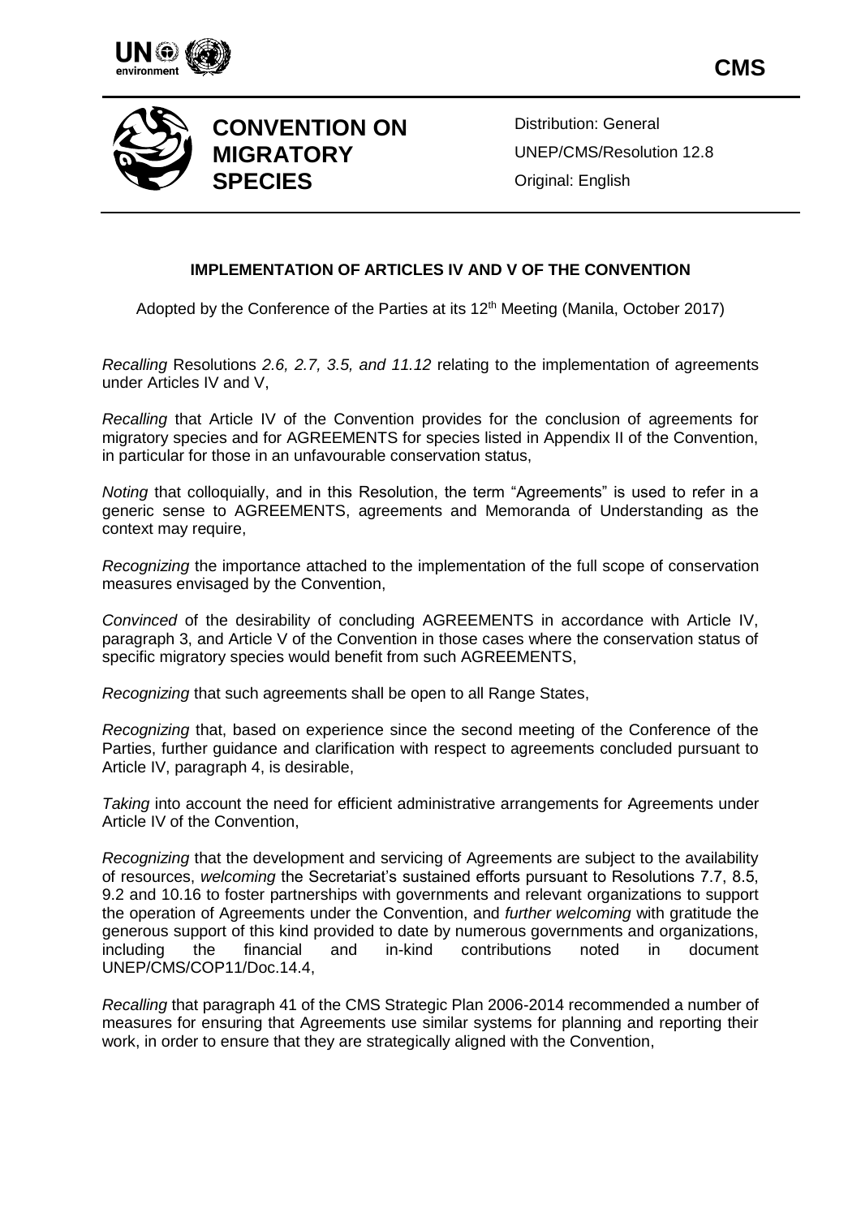**CMS**

**CONVENTION ON MIGRATORY SPECIES**

Distribution: General
UNEP/CMS/Resolution 12.8
Original: English

## IMPLEMENTATION OF ARTICLES IV AND V OF THE CONVENTION

Adopted by the Conference of the Parties at its 12th Meeting (Manila, October 2017)

*Recalling* Resolutions *2.6, 2.7, 3.5, and 11.12* relating to the implementation of agreements under Articles IV and V,

*Recalling* that Article IV of the Convention provides for the conclusion of agreements for migratory species and for AGREEMENTS for species listed in Appendix II of the Convention, in particular for those in an unfavourable conservation status,

*Noting* that colloquially, and in this Resolution, the term "Agreements" is used to refer in a generic sense to AGREEMENTS, agreements and Memoranda of Understanding as the context may require,

*Recognizing* the importance attached to the implementation of the full scope of conservation measures envisaged by the Convention,

*Convinced* of the desirability of concluding AGREEMENTS in accordance with Article IV, paragraph 3, and Article V of the Convention in those cases where the conservation status of specific migratory species would benefit from such AGREEMENTS,

*Recognizing* that such agreements shall be open to all Range States,

*Recognizing* that, based on experience since the second meeting of the Conference of the Parties, further guidance and clarification with respect to agreements concluded pursuant to Article IV, paragraph 4, is desirable,

*Taking* into account the need for efficient administrative arrangements for Agreements under Article IV of the Convention,

*Recognizing* that the development and servicing of Agreements are subject to the availability of resources, *welcoming* the Secretariat's sustained efforts pursuant to Resolutions 7.7, 8.5, 9.2 and 10.16 to foster partnerships with governments and relevant organizations to support the operation of Agreements under the Convention, and *further welcoming* with gratitude the generous support of this kind provided to date by numerous governments and organizations, including the financial and in-kind contributions noted in document UNEP/CMS/COP11/Doc.14.4,

*Recalling* that paragraph 41 of the CMS Strategic Plan 2006-2014 recommended a number of measures for ensuring that Agreements use similar systems for planning and reporting their work, in order to ensure that they are strategically aligned with the Convention,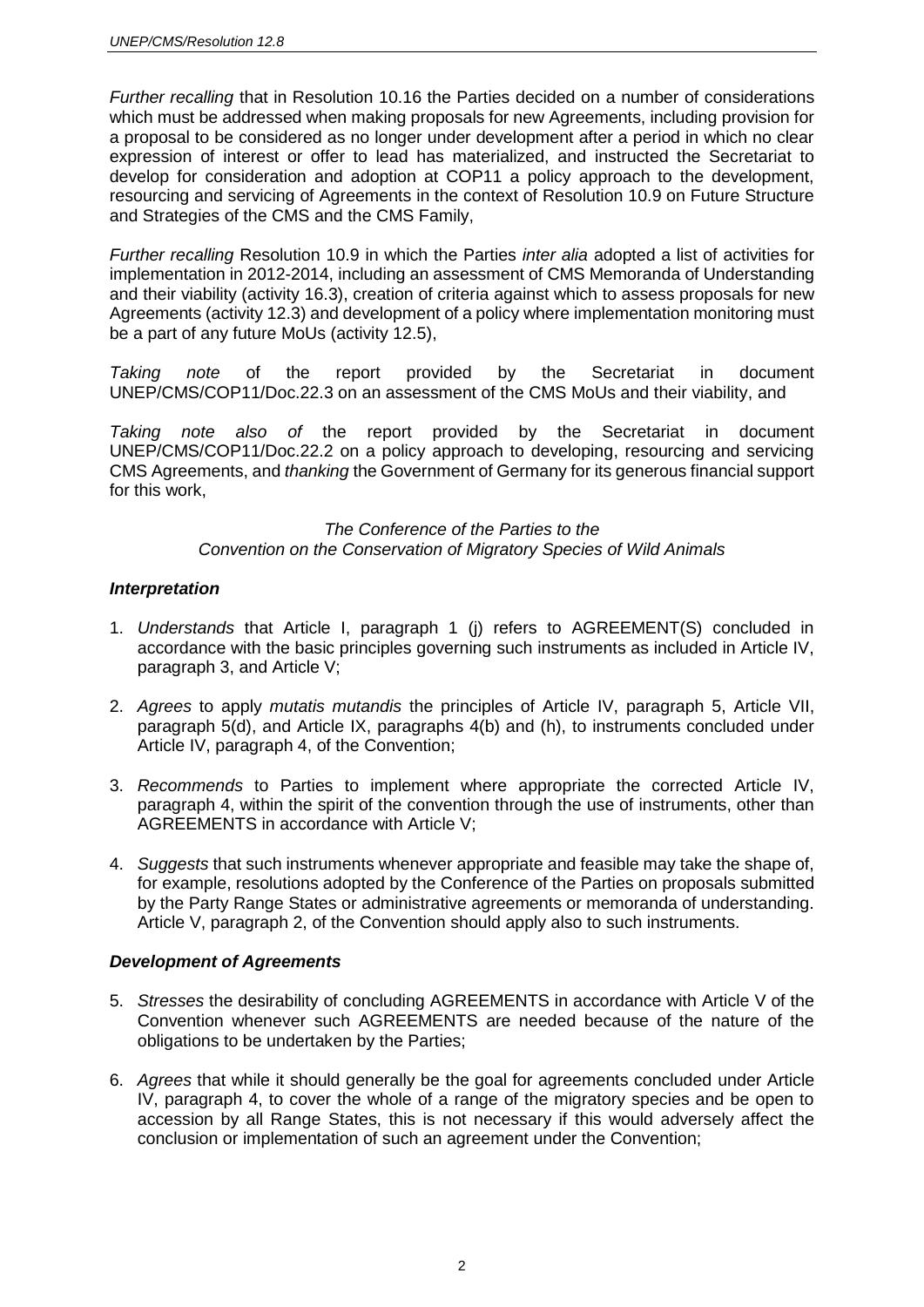*Further recalling* that in Resolution 10.16 the Parties decided on a number of considerations which must be addressed when making proposals for new Agreements, including provision for a proposal to be considered as no longer under development after a period in which no clear expression of interest or offer to lead has materialized, and instructed the Secretariat to develop for consideration and adoption at COP11 a policy approach to the development, resourcing and servicing of Agreements in the context of Resolution 10.9 on Future Structure and Strategies of the CMS and the CMS Family,

*Further recalling* Resolution 10.9 in which the Parties *inter alia* adopted a list of activities for implementation in 2012-2014, including an assessment of CMS Memoranda of Understanding and their viability (activity 16.3), creation of criteria against which to assess proposals for new Agreements (activity 12.3) and development of a policy where implementation monitoring must be a part of any future MoUs (activity 12.5),

*Taking note* of the report provided by the Secretariat in document UNEP/CMS/COP11/Doc.22.3 on an assessment of the CMS MoUs and their viability, and

*Taking note also of* the report provided by the Secretariat in document UNEP/CMS/COP11/Doc.22.2 on a policy approach to developing, resourcing and servicing CMS Agreements, and *thanking* the Government of Germany for its generous financial support for this work,

*The Conference of the Parties to the*
*Convention on the Conservation of Migratory Species of Wild Animals*

***Interpretation***

1. *Understands* that Article I, paragraph 1 (j) refers to AGREEMENT(S) concluded in accordance with the basic principles governing such instruments as included in Article IV, paragraph 3, and Article V;

2. *Agrees* to apply *mutatis mutandis* the principles of Article IV, paragraph 5, Article VII, paragraph 5(d), and Article IX, paragraphs 4(b) and (h), to instruments concluded under Article IV, paragraph 4, of the Convention;

3. *Recommends* to Parties to implement where appropriate the corrected Article IV, paragraph 4, within the spirit of the convention through the use of instruments, other than AGREEMENTS in accordance with Article V;

4. *Suggests* that such instruments whenever appropriate and feasible may take the shape of, for example, resolutions adopted by the Conference of the Parties on proposals submitted by the Party Range States or administrative agreements or memoranda of understanding. Article V, paragraph 2, of the Convention should apply also to such instruments.

***Development of Agreements***

5. *Stresses* the desirability of concluding AGREEMENTS in accordance with Article V of the Convention whenever such AGREEMENTS are needed because of the nature of the obligations to be undertaken by the Parties;

6. *Agrees* that while it should generally be the goal for agreements concluded under Article IV, paragraph 4, to cover the whole of a range of the migratory species and be open to accession by all Range States, this is not necessary if this would adversely affect the conclusion or implementation of such an agreement under the Convention;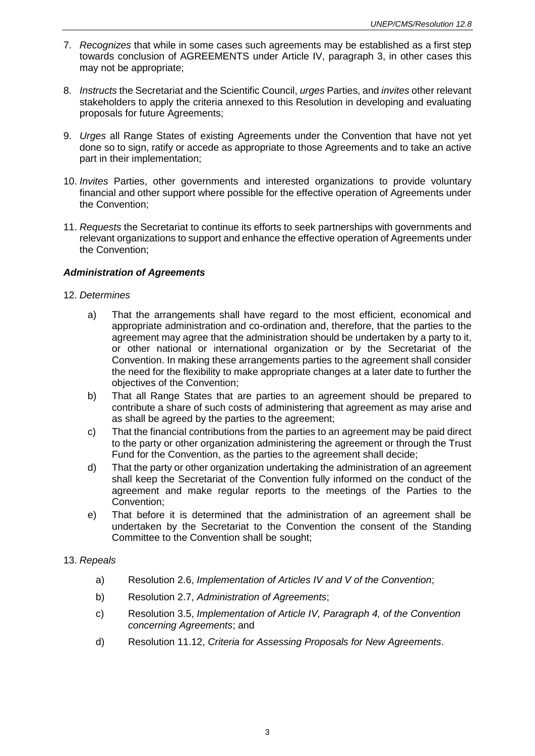7. *Recognizes* that while in some cases such agreements may be established as a first step towards conclusion of AGREEMENTS under Article IV, paragraph 3, in other cases this may not be appropriate;

8. *Instructs* the Secretariat and the Scientific Council, *urges* Parties, and *invites* other relevant stakeholders to apply the criteria annexed to this Resolution in developing and evaluating proposals for future Agreements;

9. *Urges* all Range States of existing Agreements under the Convention that have not yet done so to sign, ratify or accede as appropriate to those Agreements and to take an active part in their implementation;

10. *Invites* Parties, other governments and interested organizations to provide voluntary financial and other support where possible for the effective operation of Agreements under the Convention;

11. *Requests* the Secretariat to continue its efforts to seek partnerships with governments and relevant organizations to support and enhance the effective operation of Agreements under the Convention;

***Administration of Agreements***

12. *Determines*

    a) That the arrangements shall have regard to the most efficient, economical and appropriate administration and co-ordination and, therefore, that the parties to the agreement may agree that the administration should be undertaken by a party to it, or other national or international organization or by the Secretariat of the Convention. In making these arrangements parties to the agreement shall consider the need for the flexibility to make appropriate changes at a later date to further the objectives of the Convention;

    b) That all Range States that are parties to an agreement should be prepared to contribute a share of such costs of administering that agreement as may arise and as shall be agreed by the parties to the agreement;

    c) That the financial contributions from the parties to an agreement may be paid direct to the party or other organization administering the agreement or through the Trust Fund for the Convention, as the parties to the agreement shall decide;

    d) That the party or other organization undertaking the administration of an agreement shall keep the Secretariat of the Convention fully informed on the conduct of the agreement and make regular reports to the meetings of the Parties to the Convention;

    e) That before it is determined that the administration of an agreement shall be undertaken by the Secretariat to the Convention the consent of the Standing Committee to the Convention shall be sought;

13. *Repeals*

    a) Resolution 2.6, *Implementation of Articles IV and V of the Convention*;

    b) Resolution 2.7, *Administration of Agreements*;

    c) Resolution 3.5, *Implementation of Article IV, Paragraph 4, of the Convention concerning Agreements*; and

    d) Resolution 11.12, *Criteria for Assessing Proposals for New Agreements*.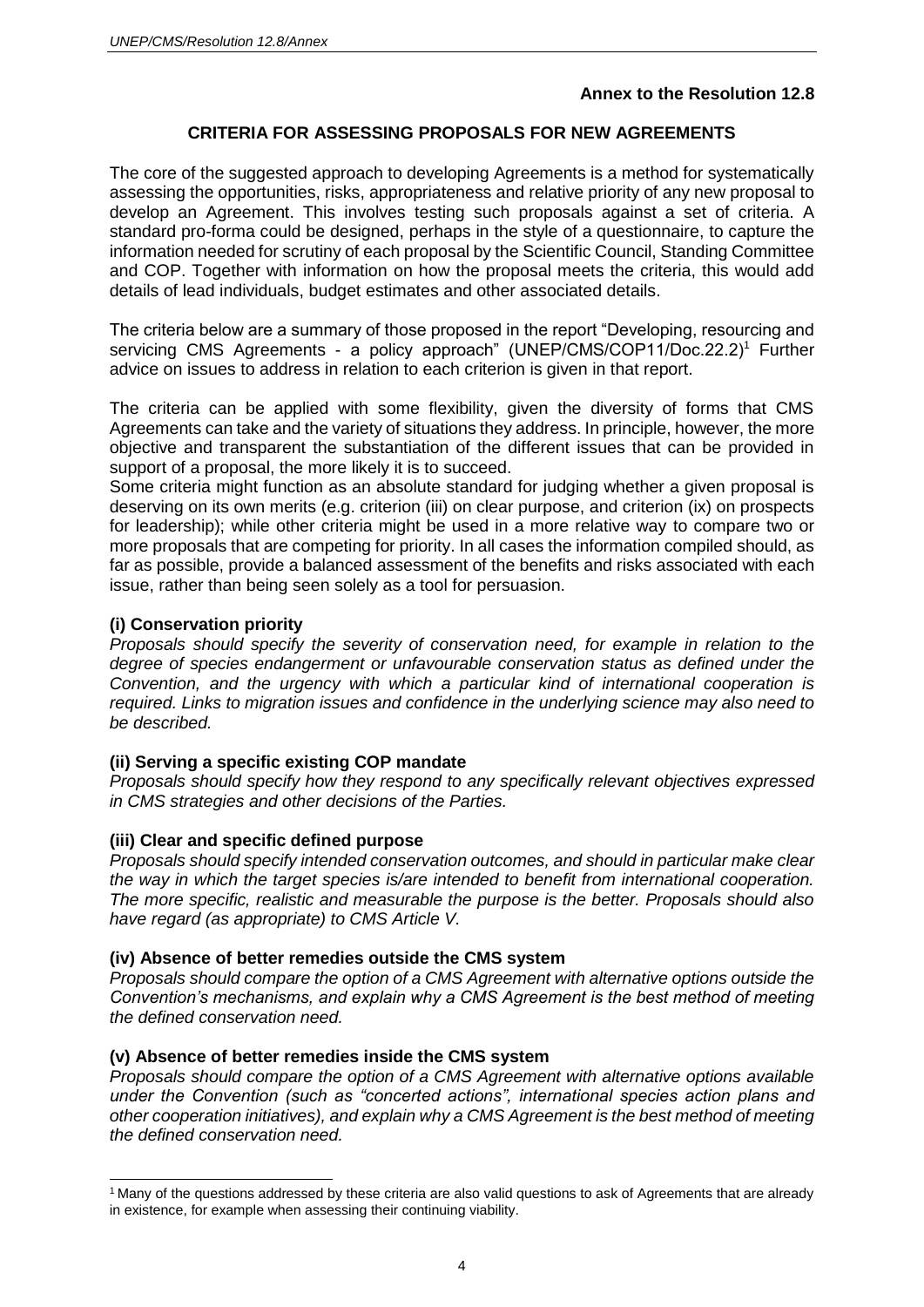**Annex to the Resolution 12.8**

## CRITERIA FOR ASSESSING PROPOSALS FOR NEW AGREEMENTS

The core of the suggested approach to developing Agreements is a method for systematically assessing the opportunities, risks, appropriateness and relative priority of any new proposal to develop an Agreement. This involves testing such proposals against a set of criteria. A standard pro-forma could be designed, perhaps in the style of a questionnaire, to capture the information needed for scrutiny of each proposal by the Scientific Council, Standing Committee and COP. Together with information on how the proposal meets the criteria, this would add details of lead individuals, budget estimates and other associated details.

The criteria below are a summary of those proposed in the report "Developing, resourcing and servicing CMS Agreements - a policy approach" (UNEP/CMS/COP11/Doc.22.2)[1] Further advice on issues to address in relation to each criterion is given in that report.

The criteria can be applied with some flexibility, given the diversity of forms that CMS Agreements can take and the variety of situations they address. In principle, however, the more objective and transparent the substantiation of the different issues that can be provided in support of a proposal, the more likely it is to succeed.
Some criteria might function as an absolute standard for judging whether a given proposal is deserving on its own merits (e.g. criterion (iii) on clear purpose, and criterion (ix) on prospects for leadership); while other criteria might be used in a more relative way to compare two or more proposals that are competing for priority. In all cases the information compiled should, as far as possible, provide a balanced assessment of the benefits and risks associated with each issue, rather than being seen solely as a tool for persuasion.

### (i) Conservation priority

*Proposals should specify the severity of conservation need, for example in relation to the degree of species endangerment or unfavourable conservation status as defined under the Convention, and the urgency with which a particular kind of international cooperation is required. Links to migration issues and confidence in the underlying science may also need to be described.*

### (ii) Serving a specific existing COP mandate

*Proposals should specify how they respond to any specifically relevant objectives expressed in CMS strategies and other decisions of the Parties.*

### (iii) Clear and specific defined purpose

*Proposals should specify intended conservation outcomes, and should in particular make clear the way in which the target species is/are intended to benefit from international cooperation. The more specific, realistic and measurable the purpose is the better. Proposals should also have regard (as appropriate) to CMS Article V.*

### (iv) Absence of better remedies outside the CMS system

*Proposals should compare the option of a CMS Agreement with alternative options outside the Convention's mechanisms, and explain why a CMS Agreement is the best method of meeting the defined conservation need.*

### (v) Absence of better remedies inside the CMS system

*Proposals should compare the option of a CMS Agreement with alternative options available under the Convention (such as "concerted actions", international species action plans and other cooperation initiatives), and explain why a CMS Agreement is the best method of meeting the defined conservation need.*

---

[1] Many of the questions addressed by these criteria are also valid questions to ask of Agreements that are already in existence, for example when assessing their continuing viability.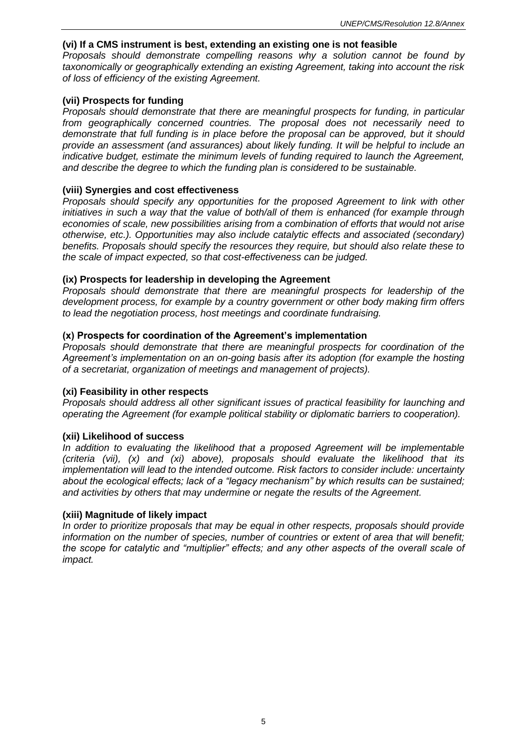**(vi) If a CMS instrument is best, extending an existing one is not feasible**

*Proposals should demonstrate compelling reasons why a solution cannot be found by taxonomically or geographically extending an existing Agreement, taking into account the risk of loss of efficiency of the existing Agreement.*

**(vii) Prospects for funding**

*Proposals should demonstrate that there are meaningful prospects for funding, in particular from geographically concerned countries. The proposal does not necessarily need to demonstrate that full funding is in place before the proposal can be approved, but it should provide an assessment (and assurances) about likely funding. It will be helpful to include an indicative budget, estimate the minimum levels of funding required to launch the Agreement, and describe the degree to which the funding plan is considered to be sustainable.*

**(viii) Synergies and cost effectiveness**

*Proposals should specify any opportunities for the proposed Agreement to link with other initiatives in such a way that the value of both/all of them is enhanced (for example through economies of scale, new possibilities arising from a combination of efforts that would not arise otherwise, etc.). Opportunities may also include catalytic effects and associated (secondary) benefits. Proposals should specify the resources they require, but should also relate these to the scale of impact expected, so that cost-effectiveness can be judged.*

**(ix) Prospects for leadership in developing the Agreement**

*Proposals should demonstrate that there are meaningful prospects for leadership of the development process, for example by a country government or other body making firm offers to lead the negotiation process, host meetings and coordinate fundraising.*

**(x) Prospects for coordination of the Agreement's implementation**

*Proposals should demonstrate that there are meaningful prospects for coordination of the Agreement's implementation on an on-going basis after its adoption (for example the hosting of a secretariat, organization of meetings and management of projects).*

**(xi) Feasibility in other respects**

*Proposals should address all other significant issues of practical feasibility for launching and operating the Agreement (for example political stability or diplomatic barriers to cooperation).*

**(xii) Likelihood of success**

*In addition to evaluating the likelihood that a proposed Agreement will be implementable (criteria (vii), (x) and (xi) above), proposals should evaluate the likelihood that its implementation will lead to the intended outcome. Risk factors to consider include: uncertainty about the ecological effects; lack of a "legacy mechanism" by which results can be sustained; and activities by others that may undermine or negate the results of the Agreement.*

**(xiii) Magnitude of likely impact**

*In order to prioritize proposals that may be equal in other respects, proposals should provide information on the number of species, number of countries or extent of area that will benefit; the scope for catalytic and "multiplier" effects; and any other aspects of the overall scale of impact.*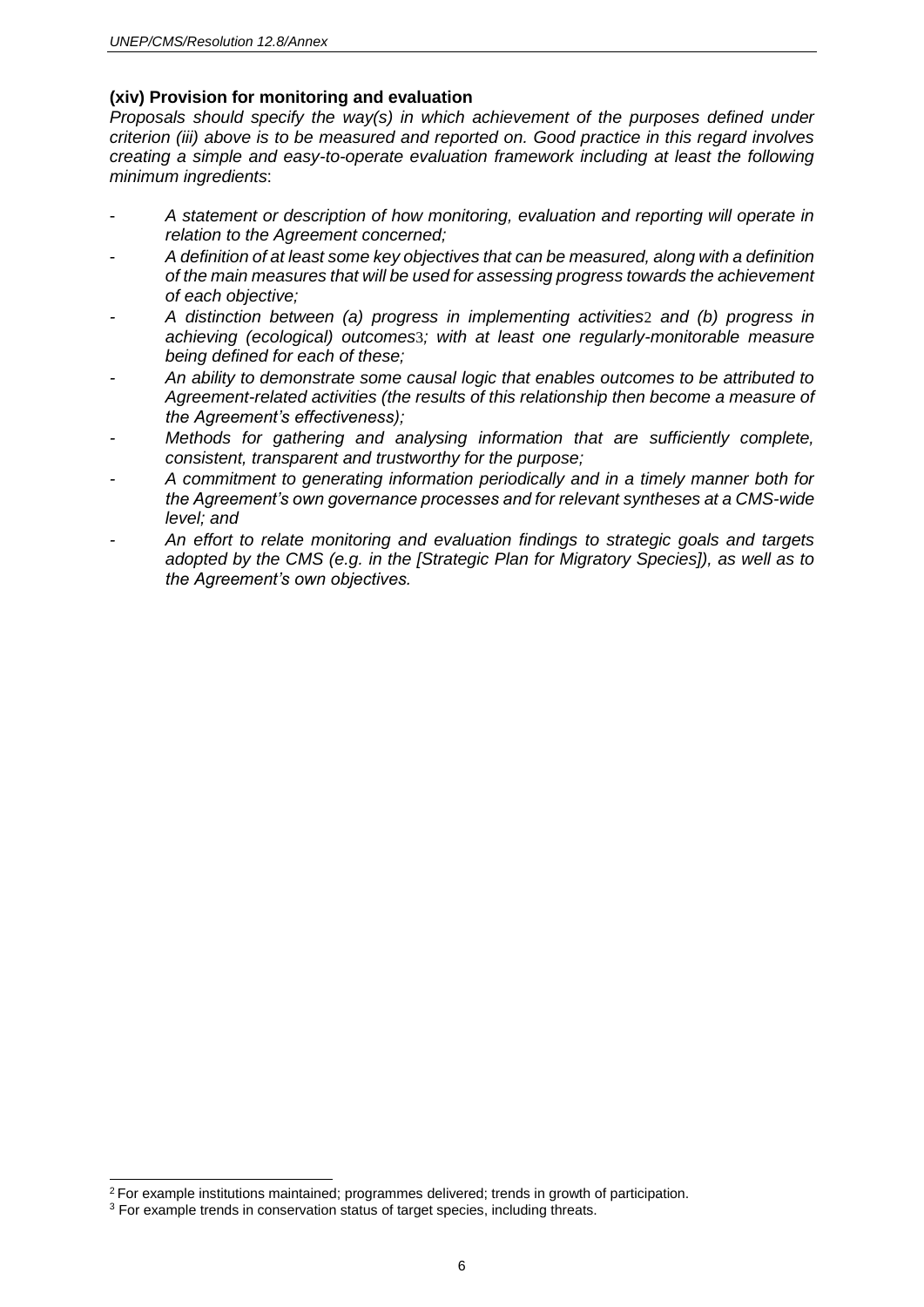### (xiv) Provision for monitoring and evaluation

*Proposals should specify the way(s) in which achievement of the purposes defined under criterion (iii) above is to be measured and reported on. Good practice in this regard involves creating a simple and easy-to-operate evaluation framework including at least the following minimum ingredients*:

- *A statement or description of how monitoring, evaluation and reporting will operate in relation to the Agreement concerned;*
- *A definition of at least some key objectives that can be measured, along with a definition of the main measures that will be used for assessing progress towards the achievement of each objective;*
- *A distinction between (a) progress in implementing activities*[2] *and (b) progress in achieving (ecological) outcomes*[3]*; with at least one regularly-monitorable measure being defined for each of these;*
- *An ability to demonstrate some causal logic that enables outcomes to be attributed to Agreement-related activities (the results of this relationship then become a measure of the Agreement's effectiveness);*
- *Methods for gathering and analysing information that are sufficiently complete, consistent, transparent and trustworthy for the purpose;*
- *A commitment to generating information periodically and in a timely manner both for the Agreement's own governance processes and for relevant syntheses at a CMS-wide level; and*
- *An effort to relate monitoring and evaluation findings to strategic goals and targets adopted by the CMS (e.g. in the [Strategic Plan for Migratory Species]), as well as to the Agreement's own objectives.*

---

[2] For example institutions maintained; programmes delivered; trends in growth of participation.

[3] For example trends in conservation status of target species, including threats.